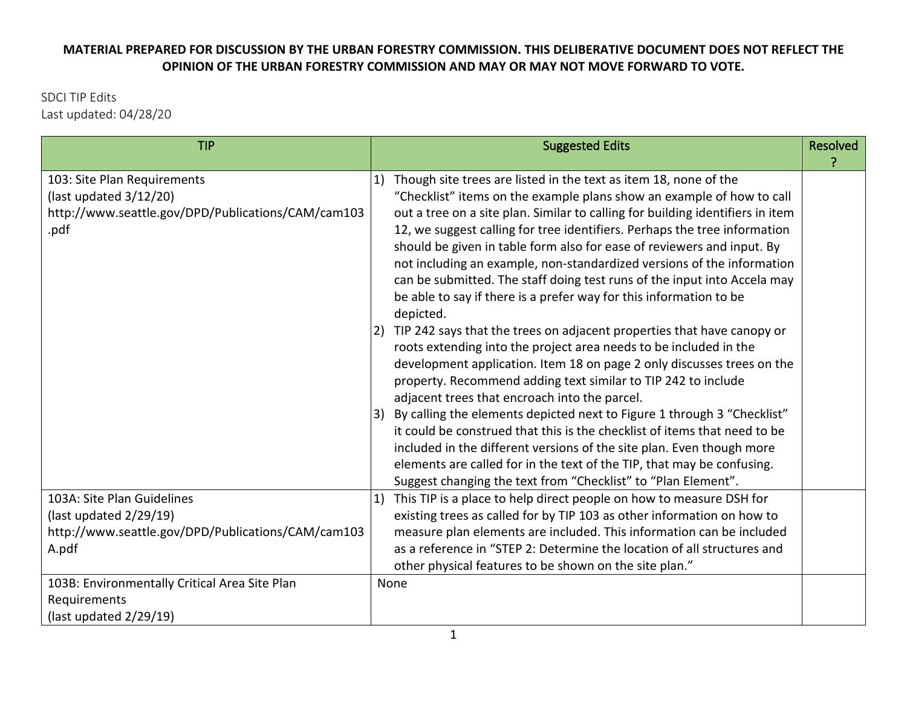**MATERIAL PREPARED FOR DISCUSSION BY THE URBAN FORESTRY COMMISSION. THIS DELIBERATIVE DOCUMENT DOES NOT REFLECT THE OPINION OF THE URBAN FORESTRY COMMISSION AND MAY OR MAY NOT MOVE FORWARD TO VOTE.**

SDCI TIP Edits
Last updated: 04/28/20

| TIP | Suggested Edits | Resolved ? |
|---|---|---|
| 103: Site Plan Requirements<br>(last updated 3/12/20)<br>http://www.seattle.gov/DPD/Publications/CAM/cam103.pdf | 1) Though site trees are listed in the text as item 18, none of the "Checklist" items on the example plans show an example of how to call out a tree on a site plan. Similar to calling for building identifiers in item 12, we suggest calling for tree identifiers. Perhaps the tree information should be given in table form also for ease of reviewers and input. By not including an example, non-standardized versions of the information can be submitted. The staff doing test runs of the input into Accela may be able to say if there is a prefer way for this information to be depicted.<br>2) TIP 242 says that the trees on adjacent properties that have canopy or roots extending into the project area needs to be included in the development application. Item 18 on page 2 only discusses trees on the property. Recommend adding text similar to TIP 242 to include adjacent trees that encroach into the parcel.<br>3) By calling the elements depicted next to Figure 1 through 3 "Checklist" it could be construed that this is the checklist of items that need to be included in the different versions of the site plan. Even though more elements are called for in the text of the TIP, that may be confusing. Suggest changing the text from "Checklist" to "Plan Element". | |
| 103A: Site Plan Guidelines<br>(last updated 2/29/19)<br>http://www.seattle.gov/DPD/Publications/CAM/cam103A.pdf | 1) This TIP is a place to help direct people on how to measure DSH for existing trees as called for by TIP 103 as other information on how to measure plan elements are included. This information can be included as a reference in "STEP 2: Determine the location of all structures and other physical features to be shown on the site plan." | |
| 103B: Environmentally Critical Area Site Plan Requirements<br>(last updated 2/29/19) | None | |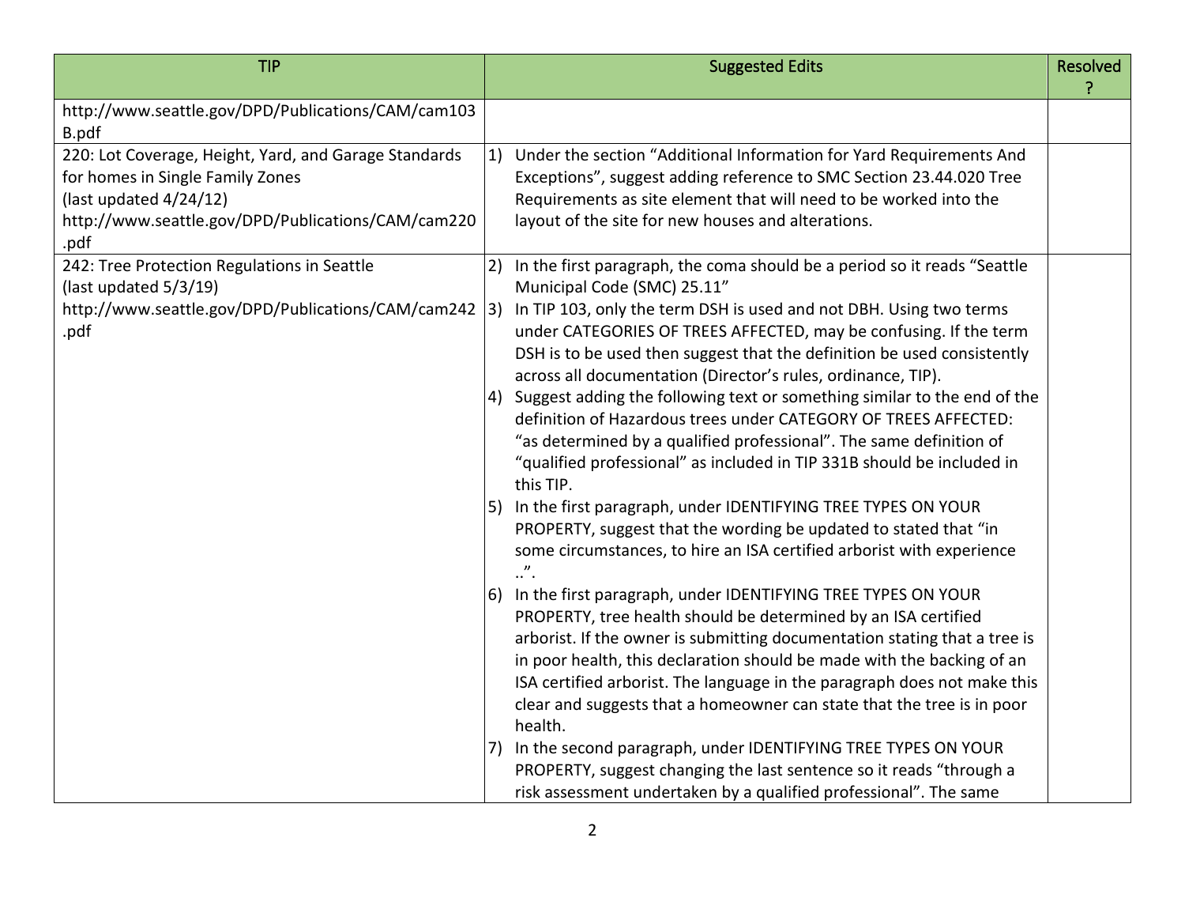| TIP | Suggested Edits | Resolved? |
|---|---|---|
| http://www.seattle.gov/DPD/Publications/CAM/cam103B.pdf | | |
| 220: Lot Coverage, Height, Yard, and Garage Standards for homes in Single Family Zones (last updated 4/24/12) http://www.seattle.gov/DPD/Publications/CAM/cam220.pdf | 1) Under the section "Additional Information for Yard Requirements And Exceptions", suggest adding reference to SMC Section 23.44.020 Tree Requirements as site element that will need to be worked into the layout of the site for new houses and alterations. | |
| 242: Tree Protection Regulations in Seattle (last updated 5/3/19) http://www.seattle.gov/DPD/Publications/CAM/cam242.pdf | 2) In the first paragraph, the coma should be a period so it reads "Seattle Municipal Code (SMC) 25.11"<br>3) In TIP 103, only the term DSH is used and not DBH. Using two terms under CATEGORIES OF TREES AFFECTED, may be confusing. If the term DSH is to be used then suggest that the definition be used consistently across all documentation (Director's rules, ordinance, TIP).<br>4) Suggest adding the following text or something similar to the end of the definition of Hazardous trees under CATEGORY OF TREES AFFECTED: "as determined by a qualified professional". The same definition of "qualified professional" as included in TIP 331B should be included in this TIP.<br>5) In the first paragraph, under IDENTIFYING TREE TYPES ON YOUR PROPERTY, suggest that the wording be updated to stated that "in some circumstances, to hire an ISA certified arborist with experience ..".<br>6) In the first paragraph, under IDENTIFYING TREE TYPES ON YOUR PROPERTY, tree health should be determined by an ISA certified arborist. If the owner is submitting documentation stating that a tree is in poor health, this declaration should be made with the backing of an ISA certified arborist. The language in the paragraph does not make this clear and suggests that a homeowner can state that the tree is in poor health.<br>7) In the second paragraph, under IDENTIFYING TREE TYPES ON YOUR PROPERTY, suggest changing the last sentence so it reads "through a risk assessment undertaken by a qualified professional". The same | |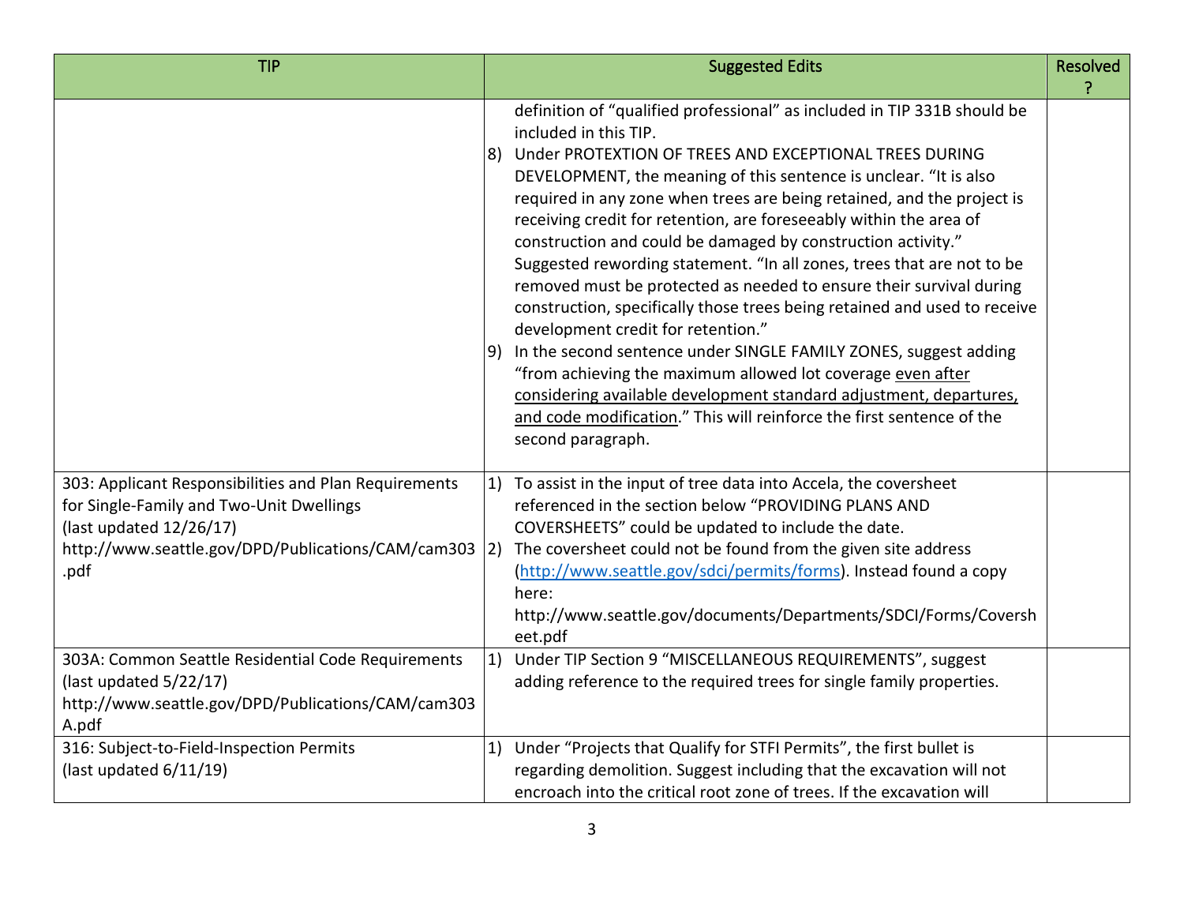| TIP | Suggested Edits | Resolved? |
|---|---|---|
| | definition of "qualified professional" as included in TIP 331B should be included in this TIP.<br>8) Under PROTEXTION OF TREES AND EXCEPTIONAL TREES DURING DEVELOPMENT, the meaning of this sentence is unclear. "It is also required in any zone when trees are being retained, and the project is receiving credit for retention, are foreseeably within the area of construction and could be damaged by construction activity." Suggested rewording statement. "In all zones, trees that are not to be removed must be protected as needed to ensure their survival during construction, specifically those trees being retained and used to receive development credit for retention."<br>9) In the second sentence under SINGLE FAMILY ZONES, suggest adding "from achieving the maximum allowed lot coverage <u>even after considering available development standard adjustment, departures, and code modification</u>." This will reinforce the first sentence of the second paragraph. | |
| 303: Applicant Responsibilities and Plan Requirements for Single-Family and Two-Unit Dwellings<br>(last updated 12/26/17)<br>http://www.seattle.gov/DPD/Publications/CAM/cam303.pdf | 1) To assist in the input of tree data into Accela, the coversheet referenced in the section below "PROVIDING PLANS AND COVERSHEETS" could be updated to include the date.<br>2) The coversheet could not be found from the given site address (http://www.seattle.gov/sdci/permits/forms). Instead found a copy here: http://www.seattle.gov/documents/Departments/SDCI/Forms/Coversheet.pdf | |
| 303A: Common Seattle Residential Code Requirements<br>(last updated 5/22/17)<br>http://www.seattle.gov/DPD/Publications/CAM/cam303A.pdf | 1) Under TIP Section 9 "MISCELLANEOUS REQUIREMENTS", suggest adding reference to the required trees for single family properties. | |
| 316: Subject-to-Field-Inspection Permits<br>(last updated 6/11/19) | 1) Under "Projects that Qualify for STFI Permits", the first bullet is regarding demolition. Suggest including that the excavation will not encroach into the critical root zone of trees. If the excavation will | |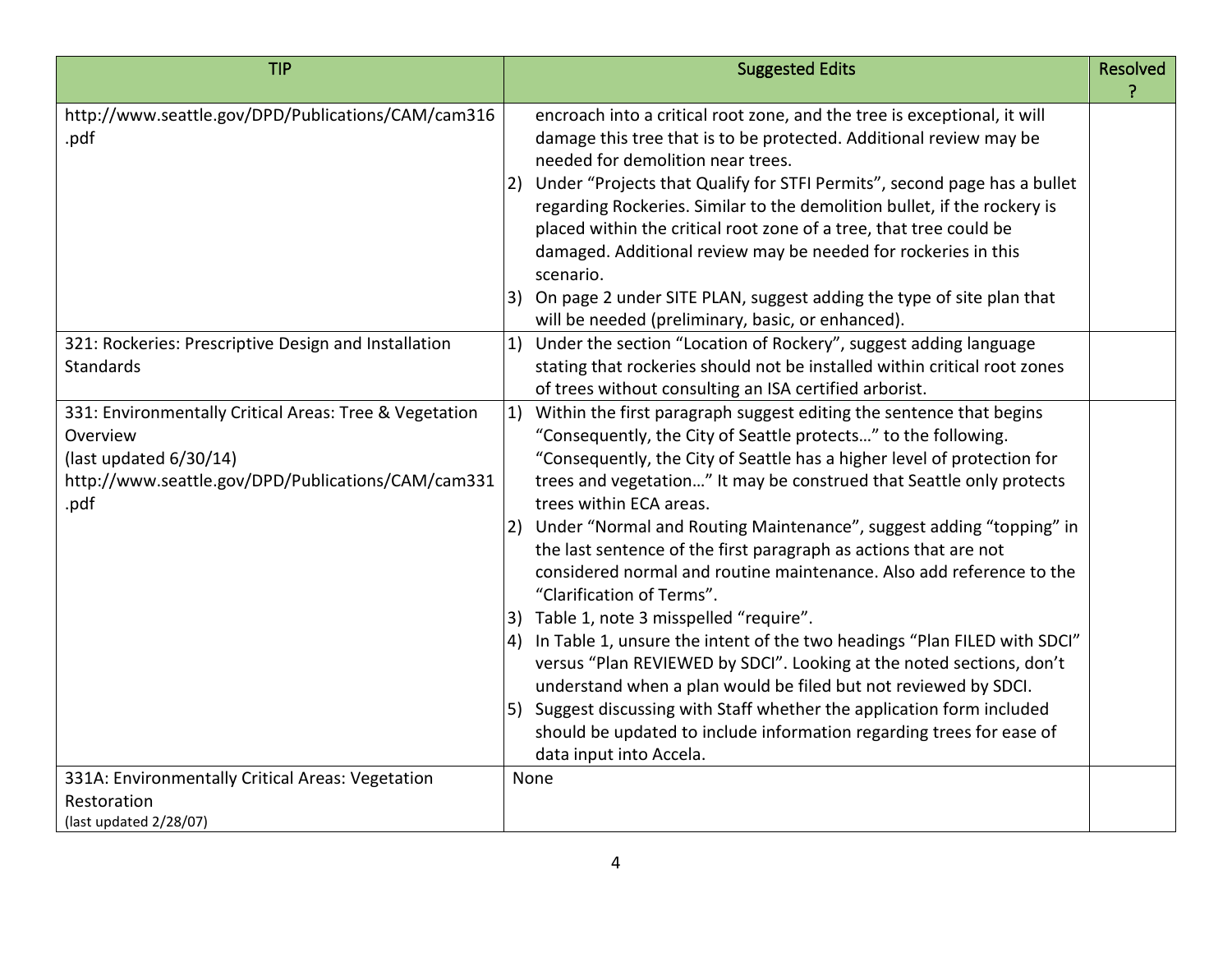| TIP | Suggested Edits | Resolved ? |
| --- | --- | --- |
| http://www.seattle.gov/DPD/Publications/CAM/cam316.pdf | encroach into a critical root zone, and the tree is exceptional, it will damage this tree that is to be protected. Additional review may be needed for demolition near trees.<br>2) Under "Projects that Qualify for STFI Permits", second page has a bullet regarding Rockeries. Similar to the demolition bullet, if the rockery is placed within the critical root zone of a tree, that tree could be damaged. Additional review may be needed for rockeries in this scenario.<br>3) On page 2 under SITE PLAN, suggest adding the type of site plan that will be needed (preliminary, basic, or enhanced). | |
| 321: Rockeries: Prescriptive Design and Installation Standards | 1) Under the section "Location of Rockery", suggest adding language stating that rockeries should not be installed within critical root zones of trees without consulting an ISA certified arborist. | |
| 331: Environmentally Critical Areas: Tree & Vegetation Overview<br>(last updated 6/30/14)<br>http://www.seattle.gov/DPD/Publications/CAM/cam331.pdf | 1) Within the first paragraph suggest editing the sentence that begins "Consequently, the City of Seattle protects…" to the following. "Consequently, the City of Seattle has a higher level of protection for trees and vegetation…" It may be construed that Seattle only protects trees within ECA areas.<br>2) Under "Normal and Routing Maintenance", suggest adding "topping" in the last sentence of the first paragraph as actions that are not considered normal and routine maintenance. Also add reference to the "Clarification of Terms".<br>3) Table 1, note 3 misspelled "require".<br>4) In Table 1, unsure the intent of the two headings "Plan FILED with SDCI" versus "Plan REVIEWED by SDCI". Looking at the noted sections, don't understand when a plan would be filed but not reviewed by SDCI.<br>5) Suggest discussing with Staff whether the application form included should be updated to include information regarding trees for ease of data input into Accela. | |
| 331A: Environmentally Critical Areas: Vegetation Restoration<br>(last updated 2/28/07) | None | |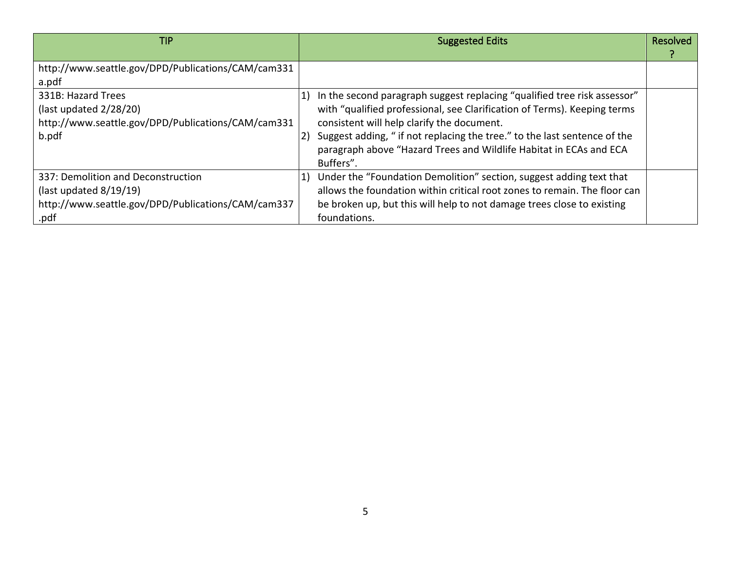| TIP | Suggested Edits | Resolved ? |
|---|---|---|
| http://www.seattle.gov/DPD/Publications/CAM/cam331a.pdf | | |
| 331B: Hazard Trees<br>(last updated 2/28/20)<br>http://www.seattle.gov/DPD/Publications/CAM/cam331b.pdf | 1) In the second paragraph suggest replacing "qualified tree risk assessor" with "qualified professional, see Clarification of Terms). Keeping terms consistent will help clarify the document.<br>2) Suggest adding, " if not replacing the tree." to the last sentence of the paragraph above "Hazard Trees and Wildlife Habitat in ECAs and ECA Buffers". | |
| 337: Demolition and Deconstruction<br>(last updated 8/19/19)<br>http://www.seattle.gov/DPD/Publications/CAM/cam337.pdf | 1) Under the "Foundation Demolition" section, suggest adding text that allows the foundation within critical root zones to remain. The floor can be broken up, but this will help to not damage trees close to existing foundations. | |